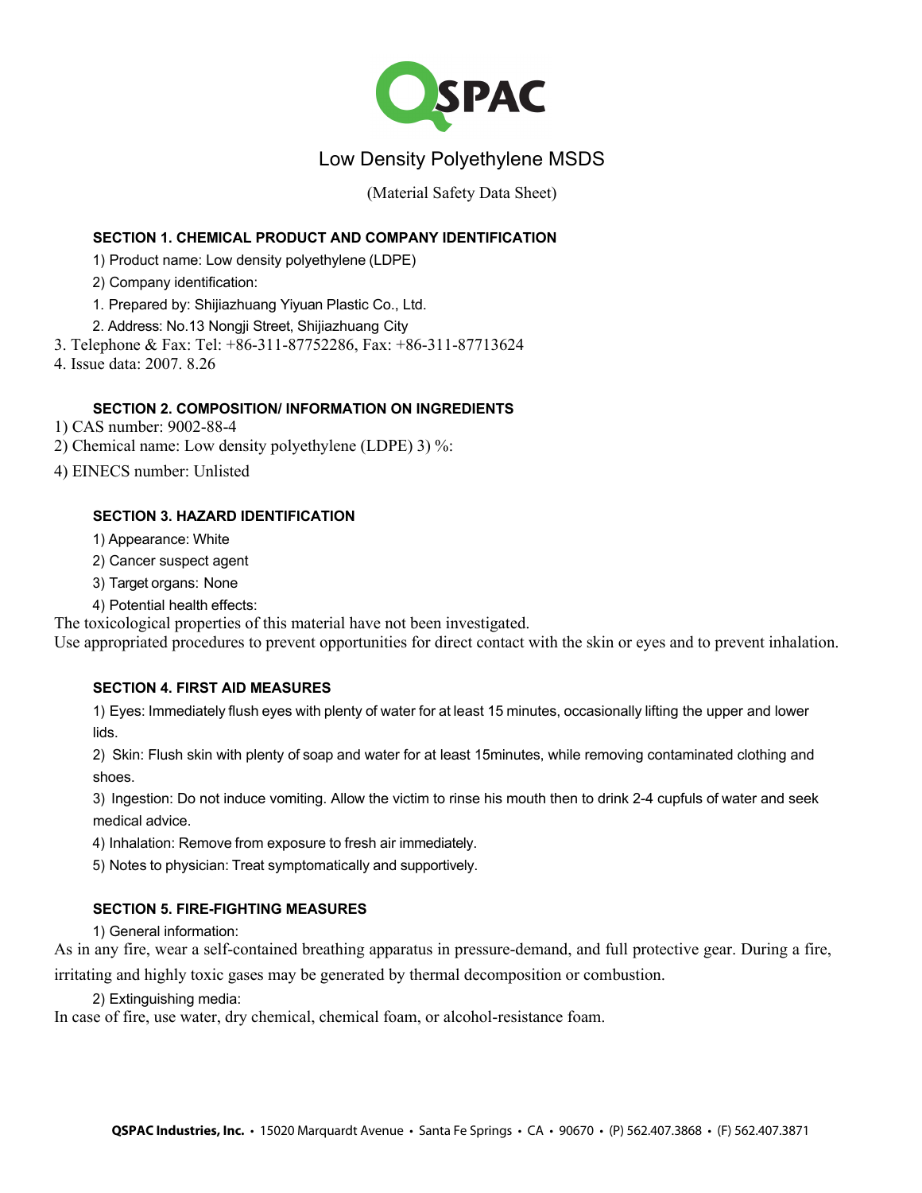# Low Density Polyethylene MSDS

(Material Safety Data Sheet)

## SECTION 1. CHEMICAL PRODUCT AND COMPANY IDENTIFICATION

1) Product name: Low density polyethylene (LDPE)

2) Company identification:

1. Prepared by: Shijiazhuang Yiyuan Plastic Co., Ltd.

2. Address: No.13 Nongji Street, Shijiazhuang City

3. Telephone & Fax: Tel: +86-311-87752286, Fax: +86-311-87713624

4. Issue data: 2007. 8.26

## SECTION 2. COMPOSITION/ INFORMATION ON INGREDIENTS

1) CAS number: 9002-88-4

2) Chemical name: Low density polyethylene (LDPE) 3) %:

4) EINECS number: Unlisted

## SECTION 3. HAZARD IDENTIFICATION

1) Appearance: White

2) Cancer suspect agent

3) Target organs: None

4) Potential health effects:

The toxicological properties of this material have not been investigated.

Use appropriated procedures to prevent opportunities for direct contact with the skin or eyes and to prevent inhalation.

## SECTION 4. FIRST AID MEASURES

1) Eyes: Immediately flush eyes with plenty of water for at least 15 minutes, occasionally lifting the upper and lower lids.

2) Skin: Flush skin with plenty of soap and water for at least 15minutes, while removing contaminated clothing and shoes.

3) Ingestion: Do not induce vomiting. Allow the victim to rinse his mouth then to drink 2-4 cupfuls of water and seek medical advice.

4) Inhalation: Remove from exposure to fresh air immediately.

5) Notes to physician: Treat symptomatically and supportively.

## SECTION 5. FIRE-FIGHTING MEASURES

1) General information:

As in any fire, wear a self-contained breathing apparatus in pressure-demand, and full protective gear. During a fire, irritating and highly toxic gases may be generated by thermal decomposition or combustion.

2) Extinguishing media:

In case of fire, use water, dry chemical, chemical foam, or alcohol-resistance foam.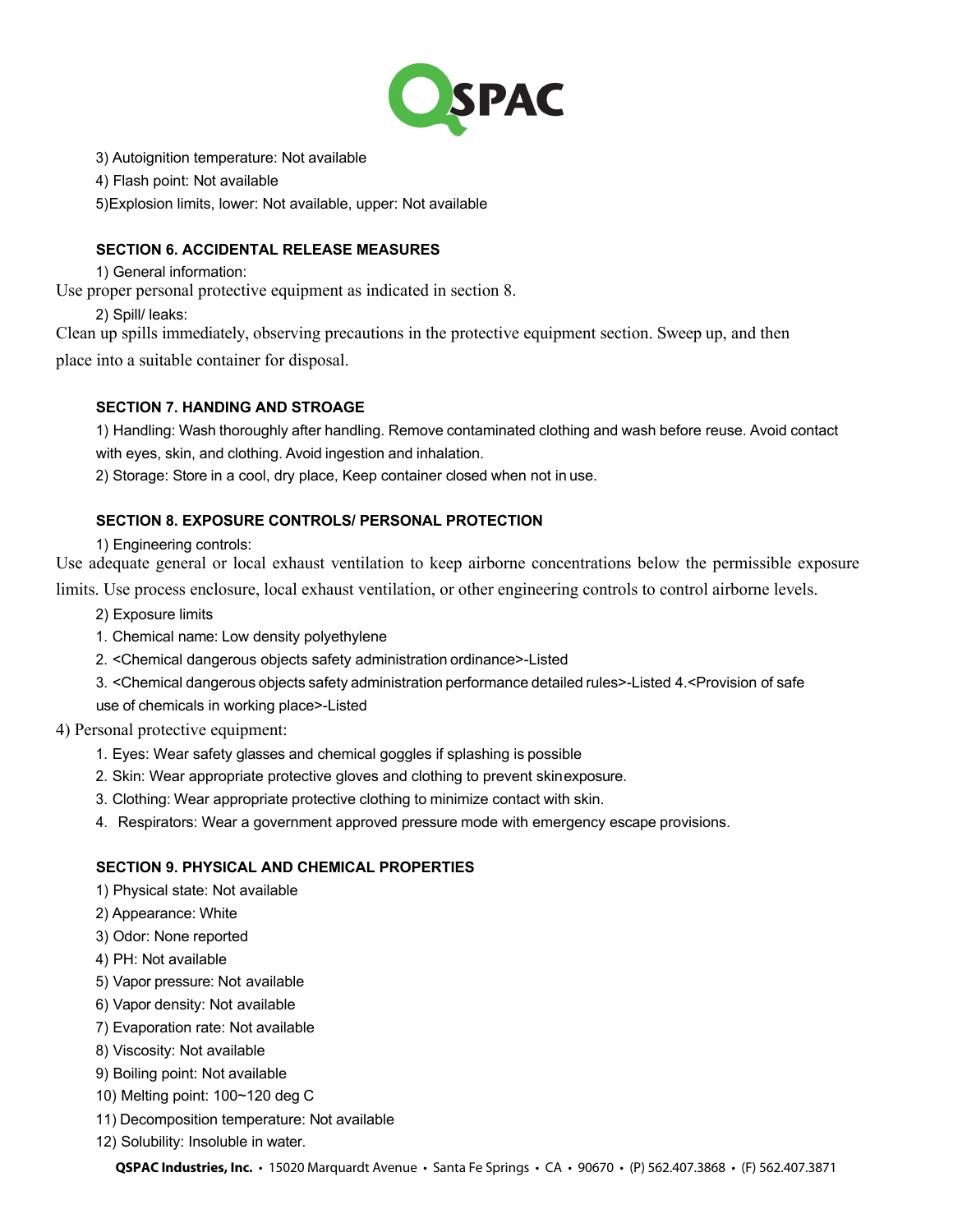3) Autoignition temperature: Not available

4) Flash point: Not available

5)Explosion limits, lower: Not available, upper: Not available

### SECTION 6. ACCIDENTAL RELEASE MEASURES

1) General information:

Use proper personal protective equipment as indicated in section 8.

2) Spill/ leaks:

Clean up spills immediately, observing precautions in the protective equipment section. Sweep up, and then place into a suitable container for disposal.

### SECTION 7. HANDING AND STROAGE

1) Handling: Wash thoroughly after handling. Remove contaminated clothing and wash before reuse. Avoid contact with eyes, skin, and clothing. Avoid ingestion and inhalation.

2) Storage: Store in a cool, dry place, Keep container closed when not in use.

### SECTION 8. EXPOSURE CONTROLS/ PERSONAL PROTECTION

1) Engineering controls:

Use adequate general or local exhaust ventilation to keep airborne concentrations below the permissible exposure limits. Use process enclosure, local exhaust ventilation, or other engineering controls to control airborne levels.

2) Exposure limits

1. Chemical name: Low density polyethylene

2. <Chemical dangerous objects safety administration ordinance>-Listed

3. <Chemical dangerous objects safety administration performance detailed rules>-Listed 4.<Provision of safe use of chemicals in working place>-Listed

4) Personal protective equipment:

1. Eyes: Wear safety glasses and chemical goggles if splashing is possible

2. Skin: Wear appropriate protective gloves and clothing to prevent skinexposure.

3. Clothing: Wear appropriate protective clothing to minimize contact with skin.

4. Respirators: Wear a government approved pressure mode with emergency escape provisions.

### SECTION 9. PHYSICAL AND CHEMICAL PROPERTIES

1) Physical state: Not available

2) Appearance: White

3) Odor: None reported

4) PH: Not available

5) Vapor pressure: Not available

6) Vapor density: Not available

7) Evaporation rate: Not available

8) Viscosity: Not available

9) Boiling point: Not available

10) Melting point: 100~120 deg C

11) Decomposition temperature: Not available

12) Solubility: Insoluble in water.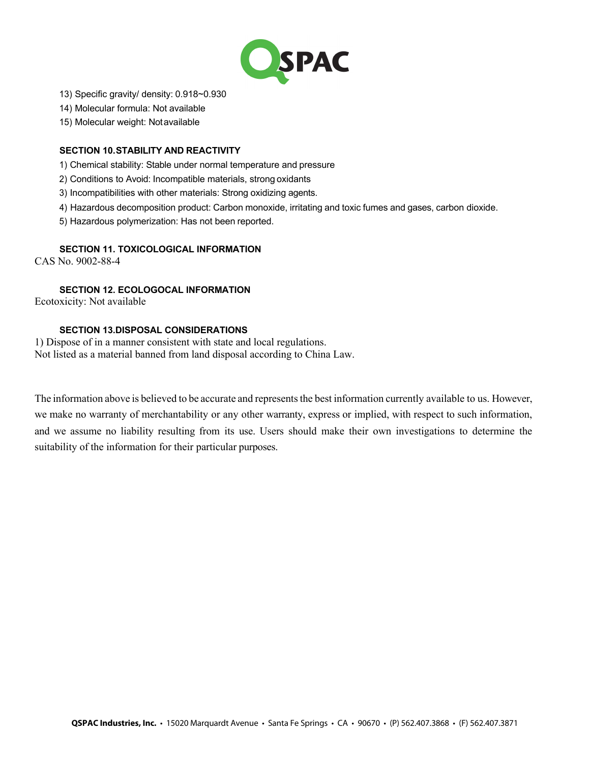13) Specific gravity/ density: 0.918~0.930

14) Molecular formula: Not available

15) Molecular weight: Notavailable

### SECTION 10.STABILITY AND REACTIVITY

1) Chemical stability: Stable under normal temperature and pressure

2) Conditions to Avoid: Incompatible materials, strong oxidants

3) Incompatibilities with other materials: Strong oxidizing agents.

4) Hazardous decomposition product: Carbon monoxide, irritating and toxic fumes and gases, carbon dioxide.

5) Hazardous polymerization: Has not been reported.

### SECTION 11. TOXICOLOGICAL INFORMATION

CAS No. 9002-88-4

### SECTION 12. ECOLOGOCAL INFORMATION

Ecotoxicity: Not available

### SECTION 13.DISPOSAL CONSIDERATIONS

1) Dispose of in a manner consistent with state and local regulations.
Not listed as a material banned from land disposal according to China Law.

The information above is believed to be accurate and represents the best information currently available to us. However, we make no warranty of merchantability or any other warranty, express or implied, with respect to such information, and we assume no liability resulting from its use. Users should make their own investigations to determine the suitability of the information for their particular purposes.